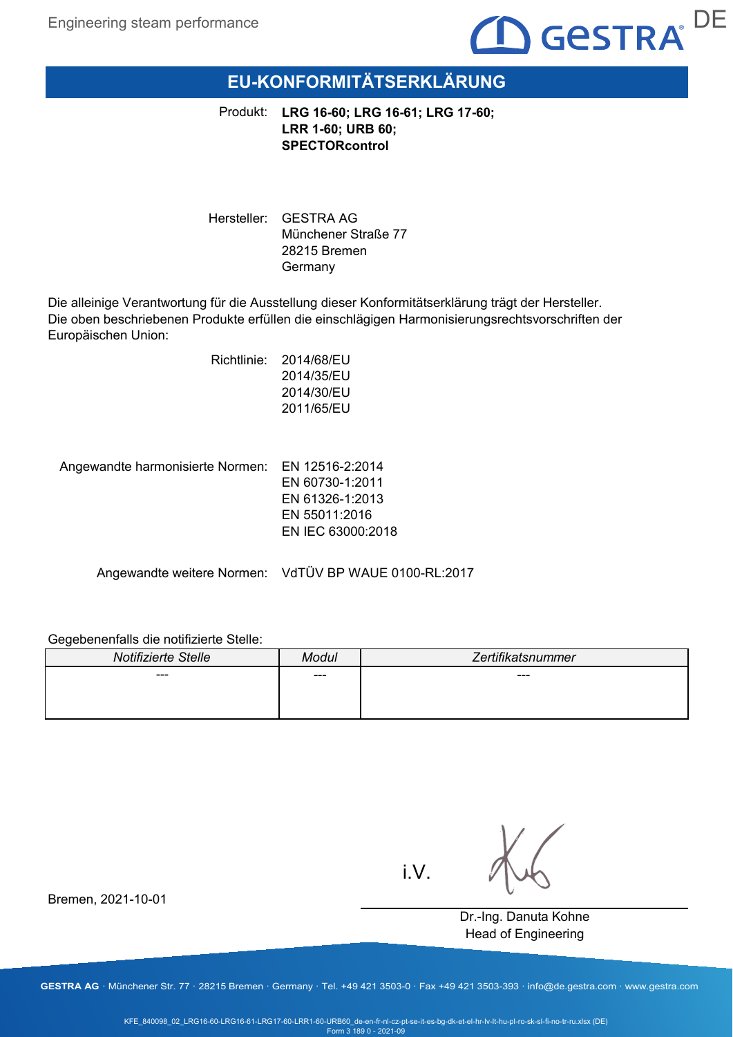# EU-KONFORMITÄTSERKLÄRUNG

Produkt: **LRG 16-60; LRG 16-61; LRG 17-60; LRR 1-60; URB 60; SPECTORcontrol**

Hersteller: GESTRA AG
Münchener Straße 77
28215 Bremen
Germany

Die alleinige Verantwortung für die Ausstellung dieser Konformitätserklärung trägt der Hersteller.
Die oben beschriebenen Produkte erfüllen die einschlägigen Harmonisierungsrechtsvorschriften der Europäischen Union:

Richtlinie:
2014/68/EU
2014/35/EU
2014/30/EU
2011/65/EU

Angewandte harmonisierte Normen:
EN 12516-2:2014
EN 60730-1:2011
EN 61326-1:2013
EN 55011:2016
EN IEC 63000:2018

Angewandte weitere Normen: VdTÜV BP WAUE 0100-RL:2017

Gegebenenfalls die notifizierte Stelle:

| *Notifizierte Stelle* | *Modul* | *Zertifikatsnummer* |
|---|---|---|
| --- | --- | --- |

Bremen, 2021-10-01

i.V.

Dr.-Ing. Danuta Kohne
Head of Engineering

GESTRA AG · Münchener Str. 77 · 28215 Bremen · Germany · Tel. +49 421 3503-0 · Fax +49 421 3503-393 · info@de.gestra.com · www.gestra.com

KFE_840098_02_LRG16-60-LRG16-61-LRG17-60-LRR1-60-URB60_de-en-fr-nl-cz-pt-se-it-es-bg-dk-et-el-hr-lv-lt-hu-pl-ro-sk-sl-fi-no-tr-ru.xlsx (DE)
Form 3 189 0 - 2021-09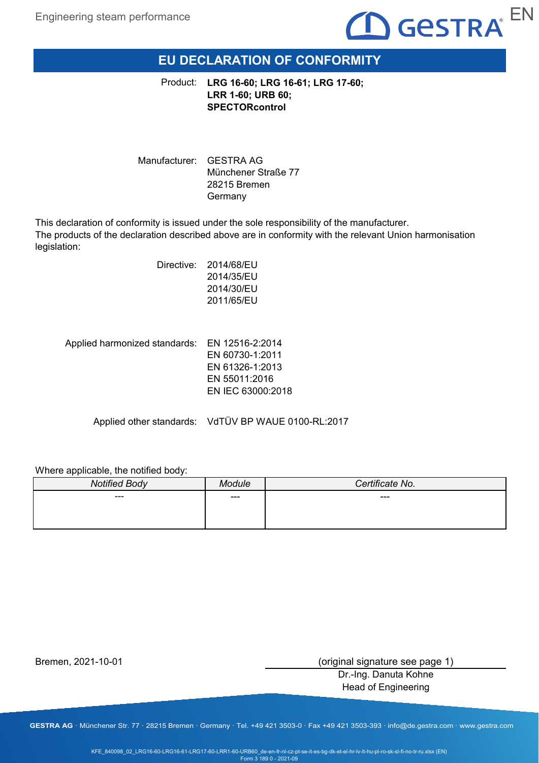# EU DECLARATION OF CONFORMITY

Product: **LRG 16-60; LRG 16-61; LRG 17-60; LRR 1-60; URB 60; SPECTORcontrol**

Manufacturer: GESTRA AG
Münchener Straße 77
28215 Bremen
Germany

This declaration of conformity is issued under the sole responsibility of the manufacturer.
The products of the declaration described above are in conformity with the relevant Union harmonisation legislation:

Directive: 2014/68/EU
2014/35/EU
2014/30/EU
2011/65/EU

Applied harmonized standards: EN 12516-2:2014
EN 60730-1:2011
EN 61326-1:2013
EN 55011:2016
EN IEC 63000:2018

Applied other standards: VdTÜV BP WAUE 0100-RL:2017

Where applicable, the notified body:

| *Notified Body* | *Module* | *Certificate No.* |
|---|---|---|
| --- | --- | --- |

Bremen, 2021-10-01

(original signature see page 1)
Dr.-Ing. Danuta Kohne
Head of Engineering

GESTRA AG · Münchener Str. 77 · 28215 Bremen · Germany · Tel. +49 421 3503-0 · Fax +49 421 3503-393 · info@de.gestra.com · www.gestra.com

KFE_840098_02_LRG16-60-LRG16-61-LRG17-60-LRR1-60-URB60_de-en-fr-nl-cz-pt-se-it-es-bg-dk-et-el-hr-lv-lt-hu-pl-ro-sk-sl-fi-no-tr-ru.xlsx (EN)
Form 3 189 0 - 2021-09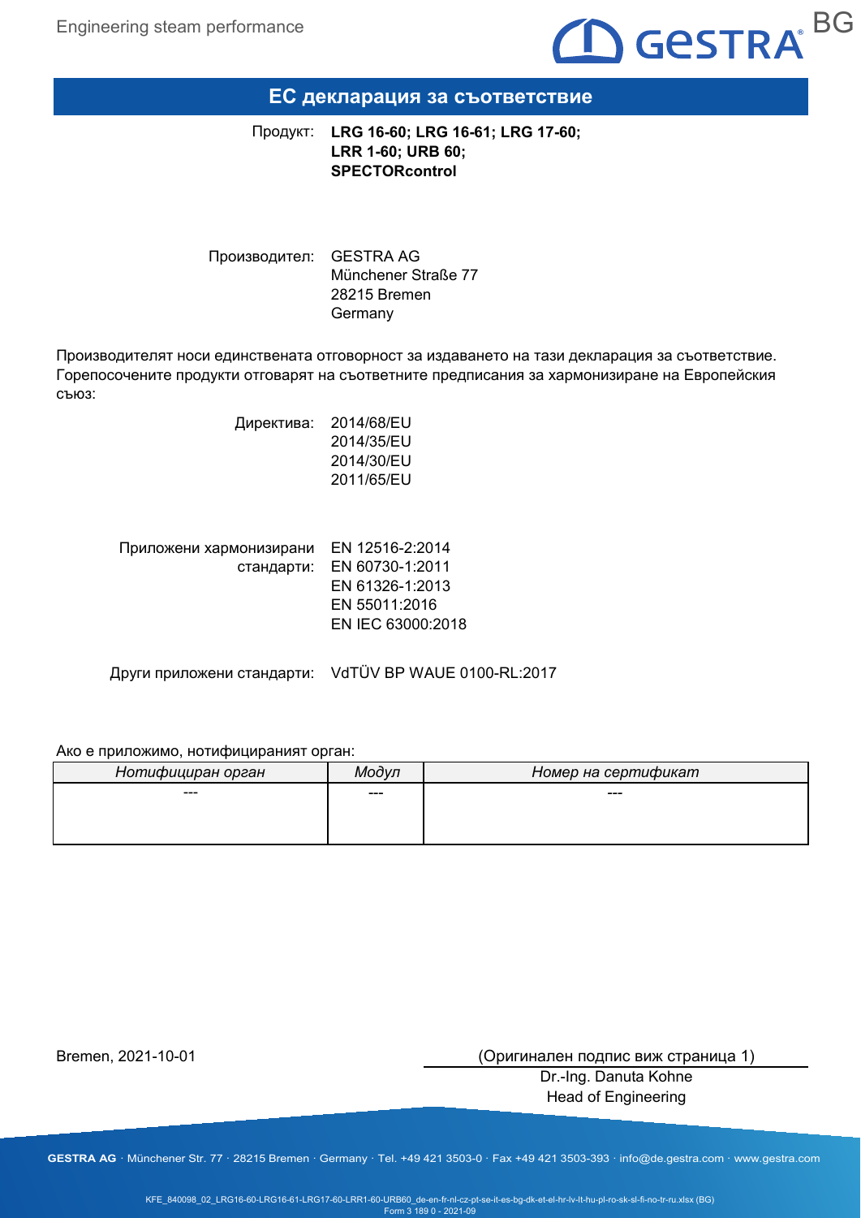# ЕС декларация за съответствие

Продукт: **LRG 16-60; LRG 16-61; LRG 17-60; LRR 1-60; URB 60; SPECTORcontrol**

Производител: GESTRA AG
Münchener Straße 77
28215 Bremen
Germany

Производителят носи единствената отговорност за издаването на тази декларация за съответствие. Горепосочените продукти отговарят на съответните предписания за хармонизиране на Европейския съюз:

Директива: 2014/68/EU
2014/35/EU
2014/30/EU
2011/65/EU

Приложени хармонизирани стандарти: EN 12516-2:2014
EN 60730-1:2011
EN 61326-1:2013
EN 55011:2016
EN IEC 63000:2018

Други приложени стандарти: VdTÜV BP WAUE 0100-RL:2017

Ако е приложимо, нотифицираният орган:

| *Нотифициран орган* | *Модул* | *Номер на сертификат* |
|---|---|---|
| --- | --- | --- |

Bremen, 2021-10-01

(Оригинален подпис виж страница 1)
Dr.-Ing. Danuta Kohne
Head of Engineering

**GESTRA AG** · Münchener Str. 77 · 28215 Bremen · Germany · Tel. +49 421 3503-0 · Fax +49 421 3503-393 · info@de.gestra.com · www.gestra.com

KFE_840098_02_LRG16-60-LRG16-61-LRG17-60-LRR1-60-URB60_de-en-fr-nl-cz-pt-se-it-es-bg-dk-et-el-hr-lv-lt-hu-pl-ro-sk-sl-fi-no-tr-ru.xlsx (BG)
Form 3 189 0 - 2021-09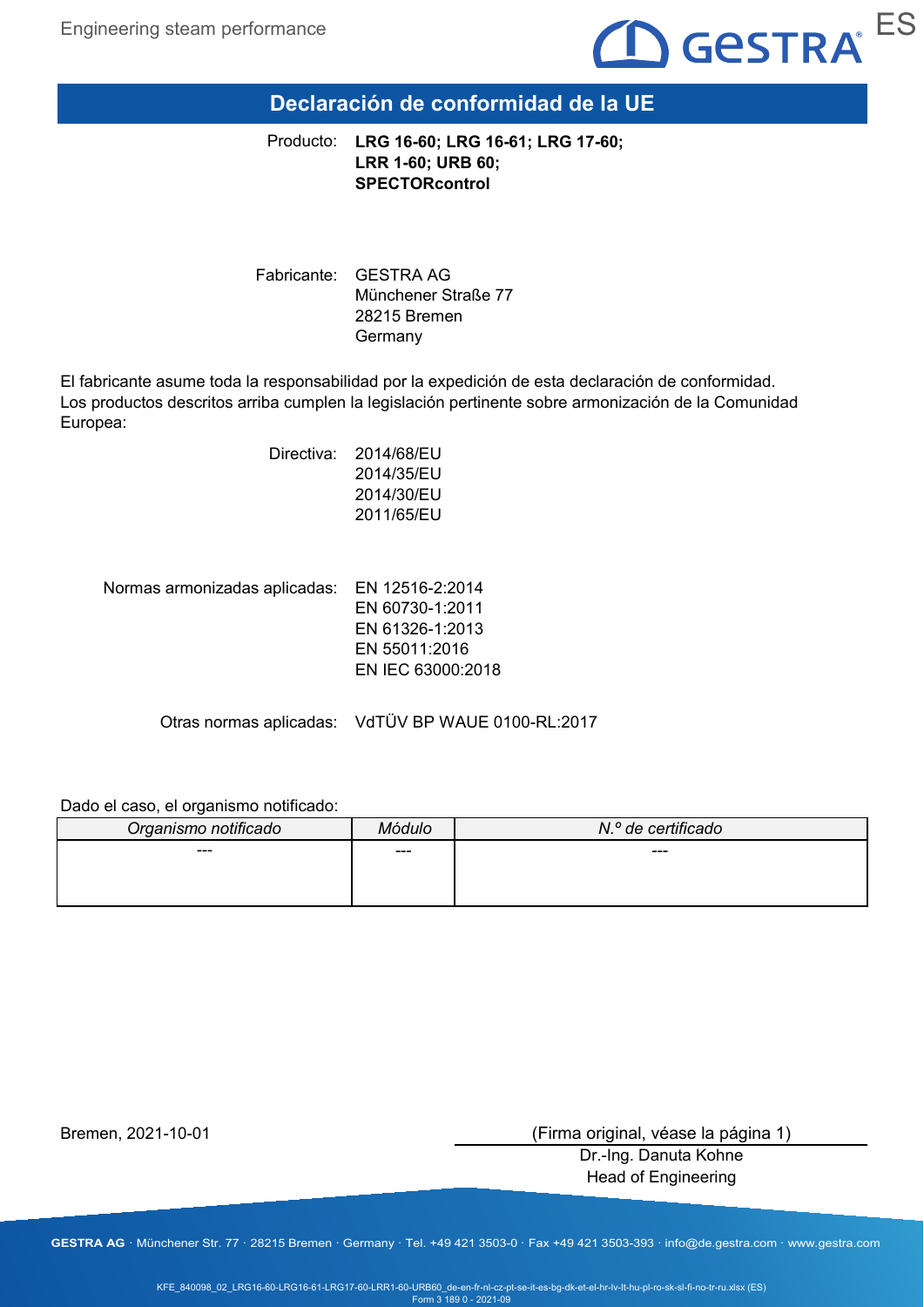# Declaración de conformidad de la UE

Producto: **LRG 16-60; LRG 16-61; LRG 17-60; LRR 1-60; URB 60; SPECTORcontrol**

Fabricante: GESTRA AG
Münchener Straße 77
28215 Bremen
Germany

El fabricante asume toda la responsabilidad por la expedición de esta declaración de conformidad.
Los productos descritos arriba cumplen la legislación pertinente sobre armonización de la Comunidad Europea:

Directiva: 2014/68/EU
2014/35/EU
2014/30/EU
2011/65/EU

Normas armonizadas aplicadas: EN 12516-2:2014
EN 60730-1:2011
EN 61326-1:2013
EN 55011:2016
EN IEC 63000:2018

Otras normas aplicadas: VdTÜV BP WAUE 0100-RL:2017

Dado el caso, el organismo notificado:

| *Organismo notificado* | *Módulo* | *N.º de certificado* |
|---|---|---|
| --- | --- | --- |

Bremen, 2021-10-01

(Firma original, véase la página 1)
Dr.-Ing. Danuta Kohne
Head of Engineering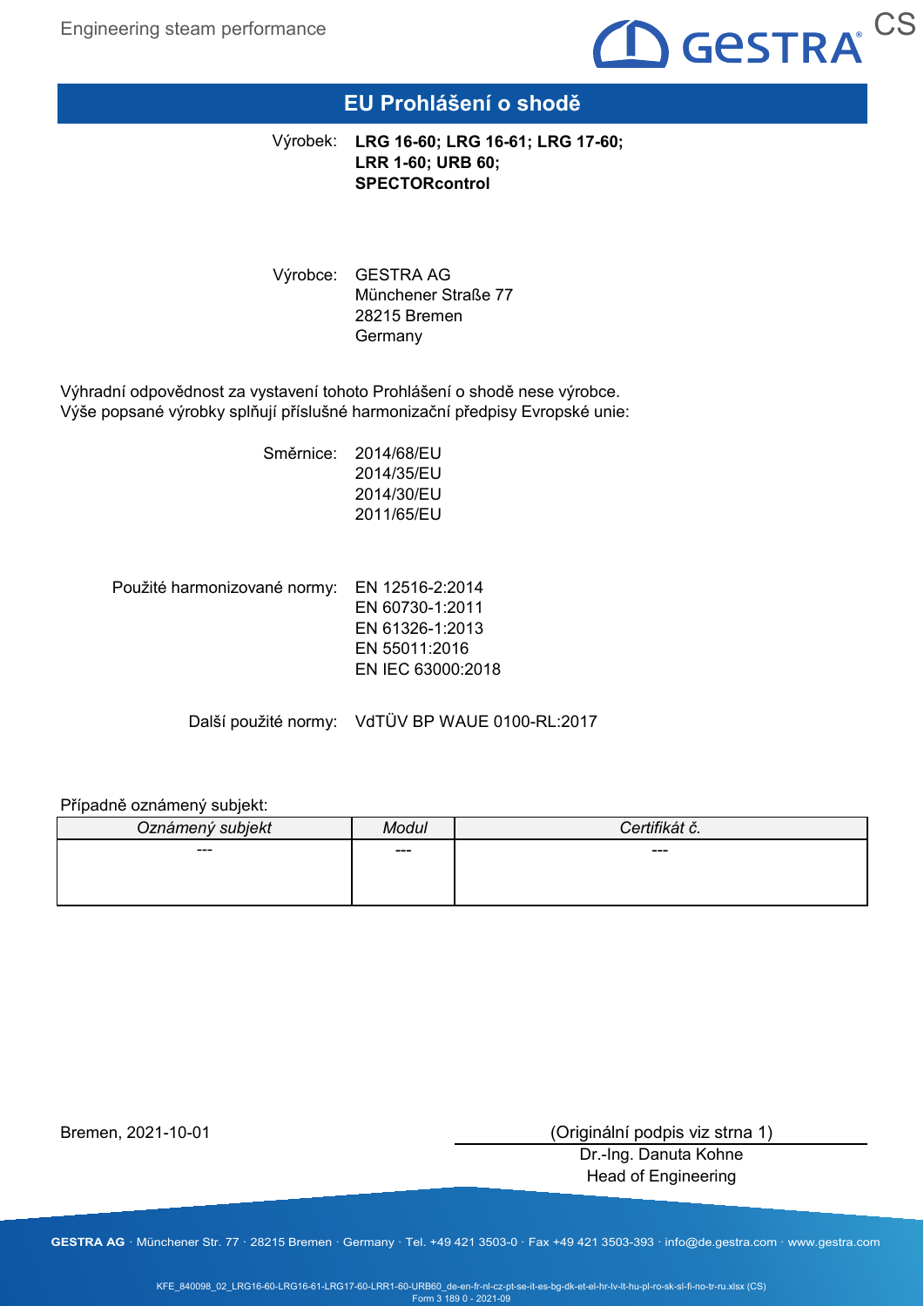# EU Prohlášení o shodě

Výrobek: **LRG 16-60; LRG 16-61; LRG 17-60; LRR 1-60; URB 60; SPECTORcontrol**

Výrobce: GESTRA AG
Münchener Straße 77
28215 Bremen
Germany

Výhradní odpovědnost za vystavení tohoto Prohlášení o shodě nese výrobce.
Výše popsané výrobky splňují příslušné harmonizační předpisy Evropské unie:

Směrnice: 2014/68/EU
2014/35/EU
2014/30/EU
2011/65/EU

Použité harmonizované normy: EN 12516-2:2014
EN 60730-1:2011
EN 61326-1:2013
EN 55011:2016
EN IEC 63000:2018

Další použité normy: VdTÜV BP WAUE 0100-RL:2017

Případně oznámený subjekt:

| *Oznámený subjekt* | *Modul* | *Certifikát č.* |
|---|---|---|
| --- | --- | --- |

Bremen, 2021-10-01

(Originální podpis viz strna 1)
Dr.-Ing. Danuta Kohne
Head of Engineering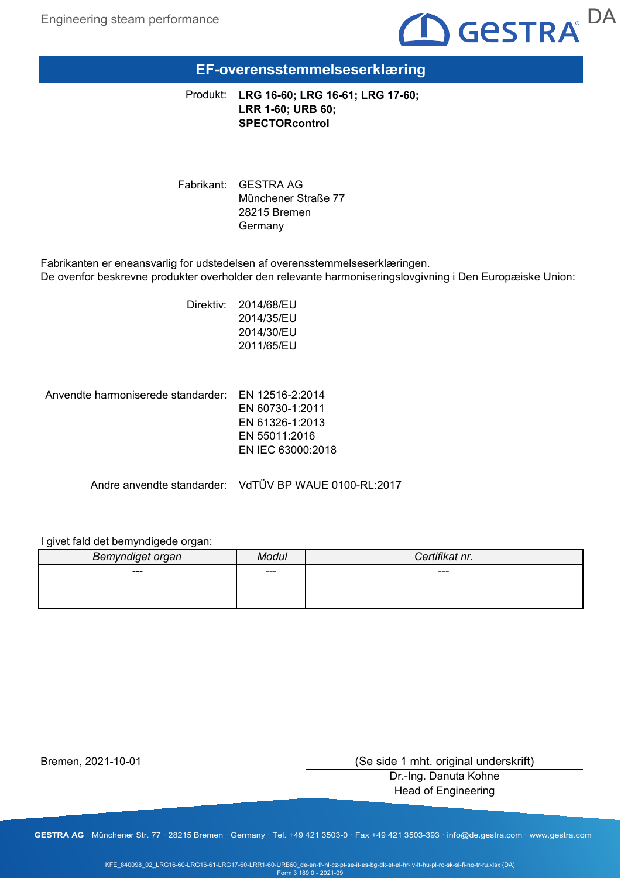# EF-overensstemmelseserklæring

Produkt: **LRG 16-60; LRG 16-61; LRG 17-60; LRR 1-60; URB 60; SPECTORcontrol**

Fabrikant: GESTRA AG
Münchener Straße 77
28215 Bremen
Germany

Fabrikanten er eneansvarlig for udstedelsen af overensstemmelseserklæringen.
De ovenfor beskrevne produkter overholder den relevante harmoniseringslovgivning i Den Europæiske Union:

Direktiv: 2014/68/EU
2014/35/EU
2014/30/EU
2011/65/EU

Anvendte harmoniserede standarder: EN 12516-2:2014
EN 60730-1:2011
EN 61326-1:2013
EN 55011:2016
EN IEC 63000:2018

Andre anvendte standarder: VdTÜV BP WAUE 0100-RL:2017

I givet fald det bemyndigede organ:

| *Bemyndiget organ* | *Modul* | *Certifikat nr.* |
|---|---|---|
| --- | --- | --- |

Bremen, 2021-10-01

(Se side 1 mht. original underskrift)
Dr.-Ing. Danuta Kohne
Head of Engineering

**GESTRA AG** · Münchener Str. 77 · 28215 Bremen · Germany · Tel. +49 421 3503-0 · Fax +49 421 3503-393 · info@de.gestra.com · www.gestra.com

KFE_840098_02_LRG16-60-LRG16-61-LRG17-60-LRR1-60-URB60_de-en-fr-nl-cz-pt-se-it-es-bg-dk-et-el-hr-lv-lt-hu-pl-ro-sk-sl-fi-no-tr-ru.xlsx (DA)
Form 3 189 0 - 2021-09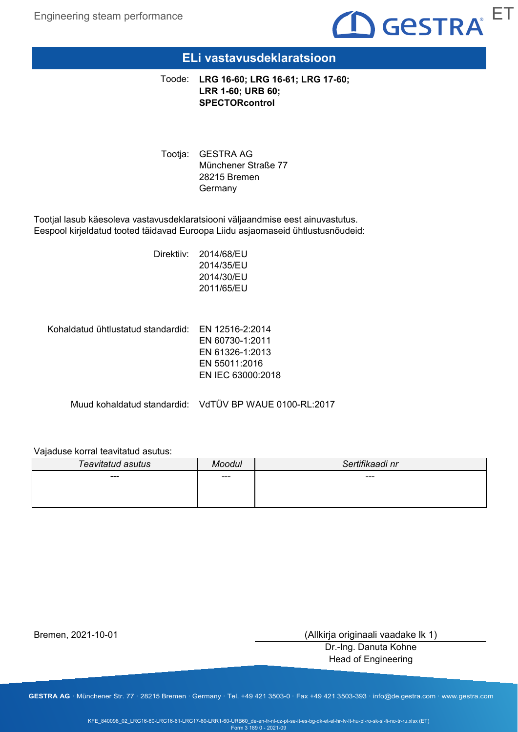# ELi vastavusdeklaratsioon

Toode: **LRG 16-60; LRG 16-61; LRG 17-60; LRR 1-60; URB 60; SPECTORcontrol**

Tootja: GESTRA AG
Münchener Straße 77
28215 Bremen
Germany

Tootjal lasub käesoleva vastavusdeklaratsiooni väljaandmise eest ainuvastutus.
Eespool kirjeldatud tooted täidavad Euroopa Liidu asjaomaseid ühtlustusnõudeid:

Direktiiv:
2014/68/EU
2014/35/EU
2014/30/EU
2011/65/EU

Kohaldatud ühtlustatud standardid:
EN 12516-2:2014
EN 60730-1:2011
EN 61326-1:2013
EN 55011:2016
EN IEC 63000:2018

Muud kohaldatud standardid: VdTÜV BP WAUE 0100-RL:2017

Vajaduse korral teavitatud asutus:

| *Teavitatud asutus* | *Moodul* | *Sertifikaadi nr* |
|---|---|---|
| --- | --- | --- |

Bremen, 2021-10-01

(Allkirja originaali vaadake lk 1)
Dr.-Ing. Danuta Kohne
Head of Engineering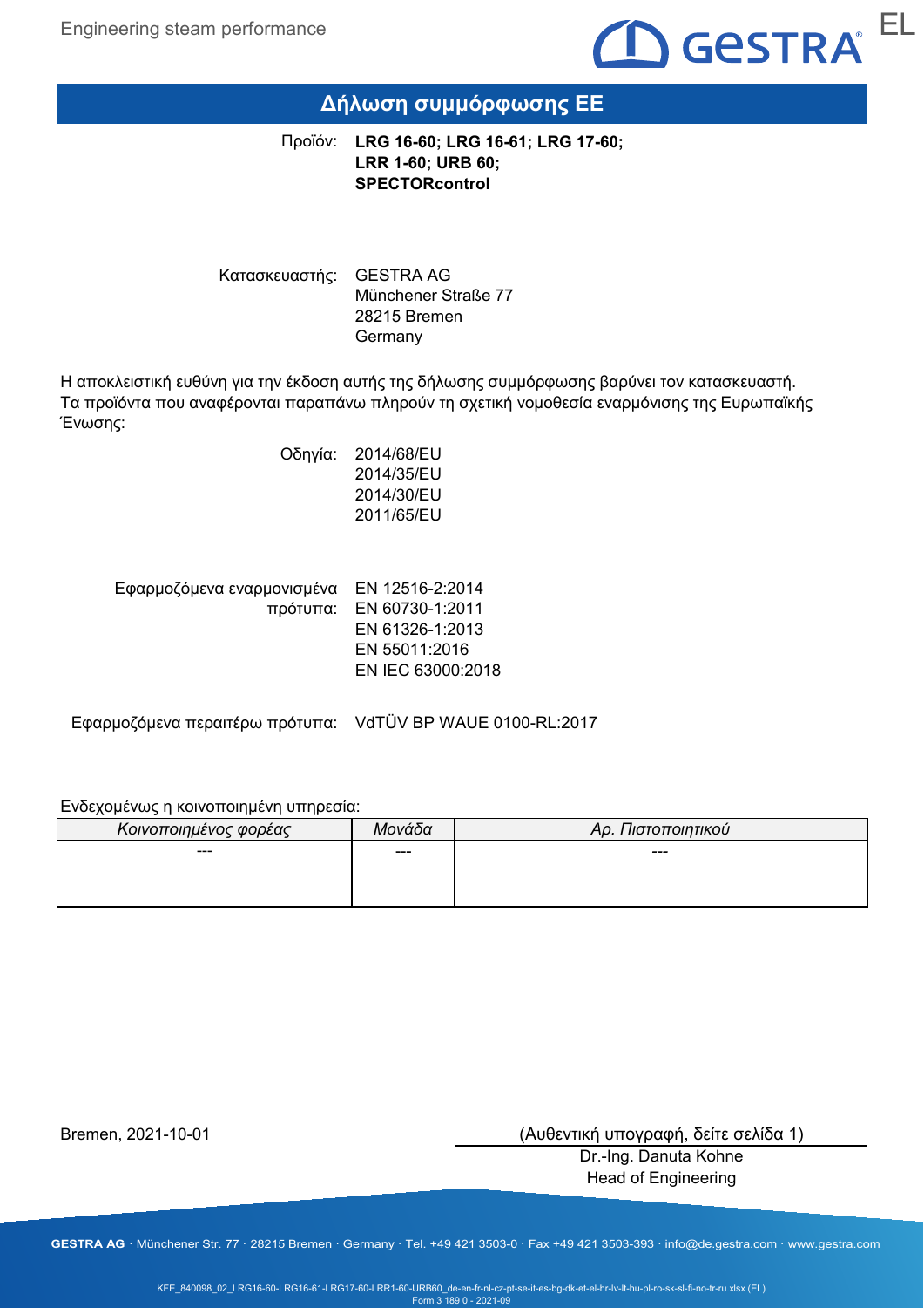# Δήλωση συμμόρφωσης ΕΕ

Προϊόν: **LRG 16-60; LRG 16-61; LRG 17-60; LRR 1-60; URB 60; SPECTORcontrol**

Κατασκευαστής: GESTRA AG
Münchener Straße 77
28215 Bremen
Germany

Η αποκλειστική ευθύνη για την έκδοση αυτής της δήλωσης συμμόρφωσης βαρύνει τον κατασκευαστή.
Τα προϊόντα που αναφέρονται παραπάνω πληρούν τη σχετική νομοθεσία εναρμόνισης της Ευρωπαϊκής Ένωσης:

Οδηγία: 2014/68/EU
2014/35/EU
2014/30/EU
2011/65/EU

Εφαρμοζόμενα εναρμονισμένα πρότυπα: EN 12516-2:2014
EN 60730-1:2011
EN 61326-1:2013
EN 55011:2016
EN IEC 63000:2018

Εφαρμοζόμενα περαιτέρω πρότυπα: VdTÜV BP WAUE 0100-RL:2017

Ενδεχομένως η κοινοποιημένη υπηρεσία:

| *Κοινοποιημένος φορέας* | *Μονάδα* | *Αρ. Πιστοποιητικού* |
|---|---|---|
| --- | --- | --- |

Bremen, 2021-10-01

(Αυθεντική υπογραφή, δείτε σελίδα 1)
Dr.-Ing. Danuta Kohne
Head of Engineering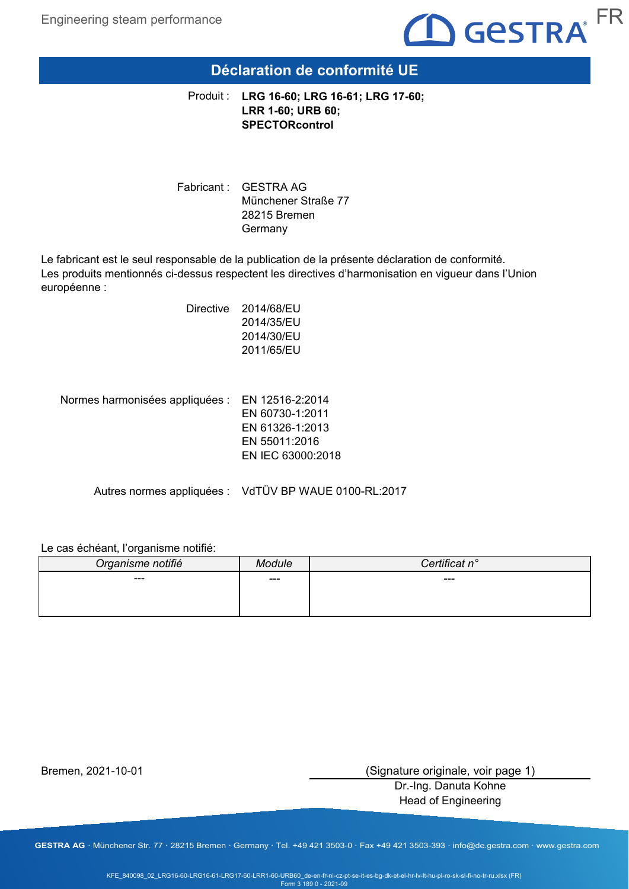# Déclaration de conformité UE

Produit : **LRG 16-60; LRG 16-61; LRG 17-60; LRR 1-60; URB 60; SPECTORcontrol**

Fabricant : GESTRA AG
Münchener Straße 77
28215 Bremen
Germany

Le fabricant est le seul responsable de la publication de la présente déclaration de conformité.
Les produits mentionnés ci-dessus respectent les directives d'harmonisation en vigueur dans l'Union européenne :

Directive 2014/68/EU
2014/35/EU
2014/30/EU
2011/65/EU

Normes harmonisées appliquées : EN 12516-2:2014
EN 60730-1:2011
EN 61326-1:2013
EN 55011:2016
EN IEC 63000:2018

Autres normes appliquées : VdTÜV BP WAUE 0100-RL:2017

Le cas échéant, l'organisme notifié:

| *Organisme notifié* | *Module* | *Certificat n°* |
|---|---|---|
| --- | --- | --- |

Bremen, 2021-10-01

(Signature originale, voir page 1)
Dr.-Ing. Danuta Kohne
Head of Engineering

GESTRA AG · Münchener Str. 77 · 28215 Bremen · Germany · Tel. +49 421 3503-0 · Fax +49 421 3503-393 · info@de.gestra.com · www.gestra.com

KFE_840098_02_LRG16-60-LRG16-61-LRG17-60-LRR1-60-URB60_de-en-fr-nl-cz-pt-se-it-es-bg-dk-et-el-hr-lv-lt-hu-pl-ro-sk-sl-fi-no-tr-ru.xlsx (FR)
Form 3 189 0 - 2021-09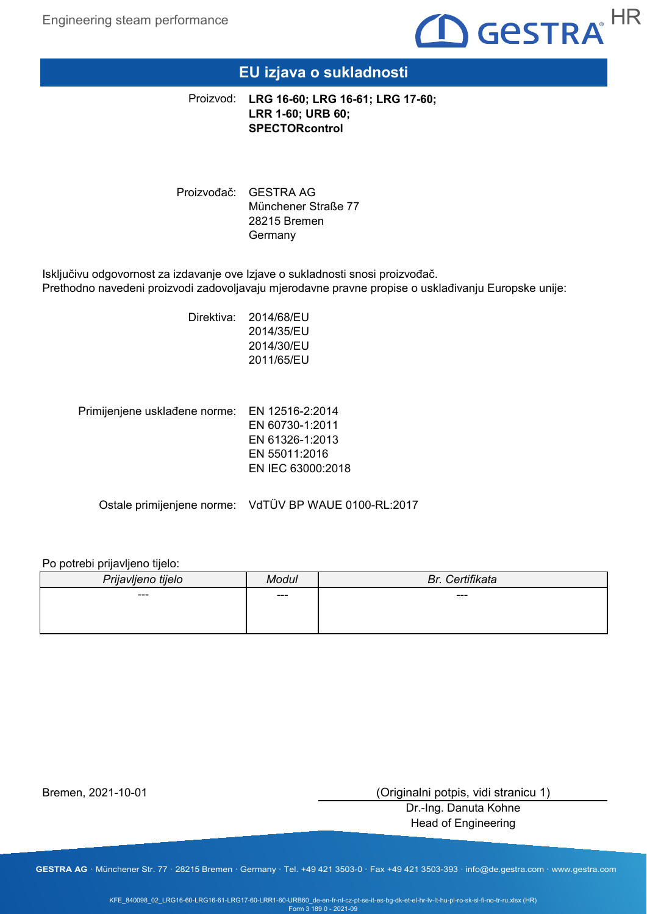# EU izjava o sukladnosti

Proizvod: **LRG 16-60; LRG 16-61; LRG 17-60; LRR 1-60; URB 60; SPECTORcontrol**

Proizvođač: GESTRA AG
Münchener Straße 77
28215 Bremen
Germany

Isključivu odgovornost za izdavanje ove Izjave o sukladnosti snosi proizvođač.
Prethodno navedeni proizvodi zadovoljavaju mjerodavne pravne propise o usklađivanju Europske unije:

Direktiva: 2014/68/EU
2014/35/EU
2014/30/EU
2011/65/EU

Primijenjene usklađene norme: EN 12516-2:2014
EN 60730-1:2011
EN 61326-1:2013
EN 55011:2016
EN IEC 63000:2018

Ostale primijenjene norme: VdTÜV BP WAUE 0100-RL:2017

Po potrebi prijavljeno tijelo:

| *Prijavljeno tijelo* | *Modul* | *Br. Certifikata* |
|---|---|---|
| --- | --- | --- |

Bremen, 2021-10-01

(Originalni potpis, vidi stranicu 1)
Dr.-Ing. Danuta Kohne
Head of Engineering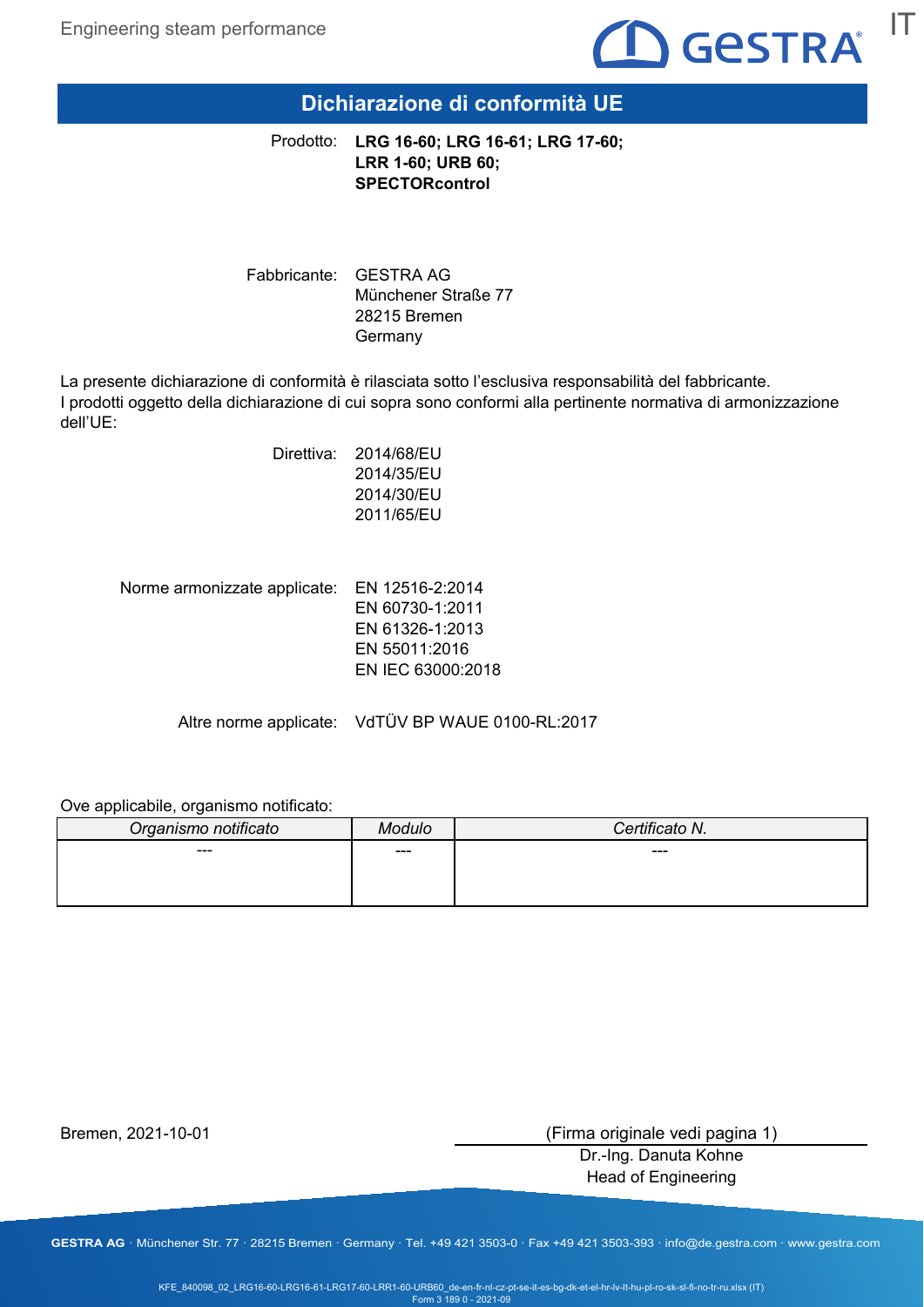# Dichiarazione di conformità UE

Prodotto: **LRG 16-60; LRG 16-61; LRG 17-60; LRR 1-60; URB 60; SPECTORcontrol**

Fabbricante: GESTRA AG
Münchener Straße 77
28215 Bremen
Germany

La presente dichiarazione di conformità è rilasciata sotto l'esclusiva responsabilità del fabbricante.
I prodotti oggetto della dichiarazione di cui sopra sono conformi alla pertinente normativa di armonizzazione dell'UE:

Direttiva: 2014/68/EU
2014/35/EU
2014/30/EU
2011/65/EU

Norme armonizzate applicate: EN 12516-2:2014
EN 60730-1:2011
EN 61326-1:2013
EN 55011:2016
EN IEC 63000:2018

Altre norme applicate: VdTÜV BP WAUE 0100-RL:2017

Ove applicabile, organismo notificato:

| *Organismo notificato* | *Modulo* | *Certificato N.* |
| --- | --- | --- |
| --- | --- | --- |

Bremen, 2021-10-01

(Firma originale vedi pagina 1)
Dr.-Ing. Danuta Kohne
Head of Engineering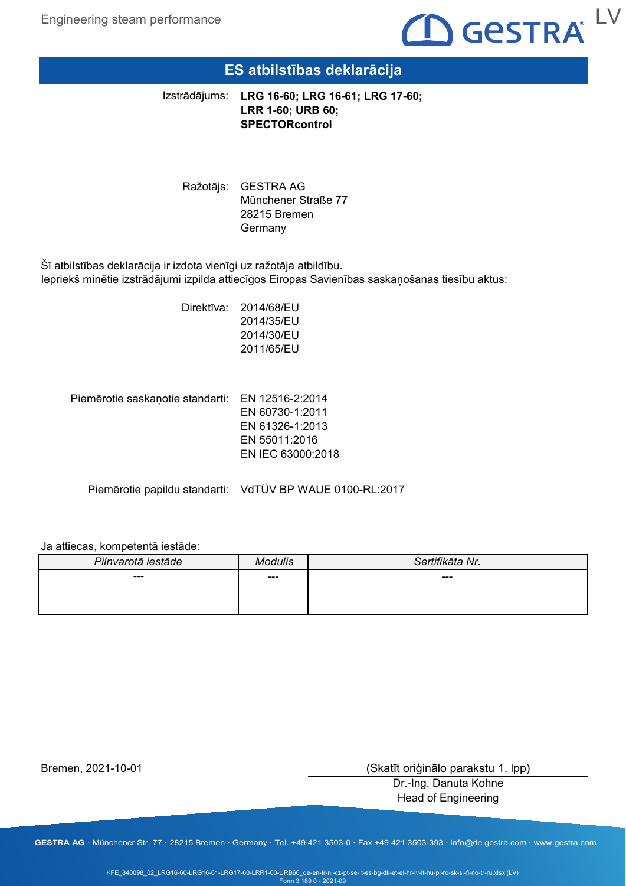# ES atbilstības deklarācija

Izstrādājums: **LRG 16-60; LRG 16-61; LRG 17-60; LRR 1-60; URB 60; SPECTORcontrol**

Ražotājs: GESTRA AG
Münchener Straße 77
28215 Bremen
Germany

Šī atbilstības deklarācija ir izdota vienīgi uz ražotāja atbildību.
Iepriekš minētie izstrādājumi izpilda attiecīgos Eiropas Savienības saskaņošanas tiesību aktus:

Direktīva: 2014/68/EU
2014/35/EU
2014/30/EU
2011/65/EU

Piemērotie saskaņotie standarti: EN 12516-2:2014
EN 60730-1:2011
EN 61326-1:2013
EN 55011:2016
EN IEC 63000:2018

Piemērotie papildu standarti: VdTÜV BP WAUE 0100-RL:2017

Ja attiecas, kompetentā iestāde:

| *Pilnvarotā iestāde* | *Modulis* | *Sertifikāta Nr.* |
|---|---|---|
| --- | --- | --- |

Bremen, 2021-10-01

(Skatīt oriģinālo parakstu 1. lpp)
Dr.-Ing. Danuta Kohne
Head of Engineering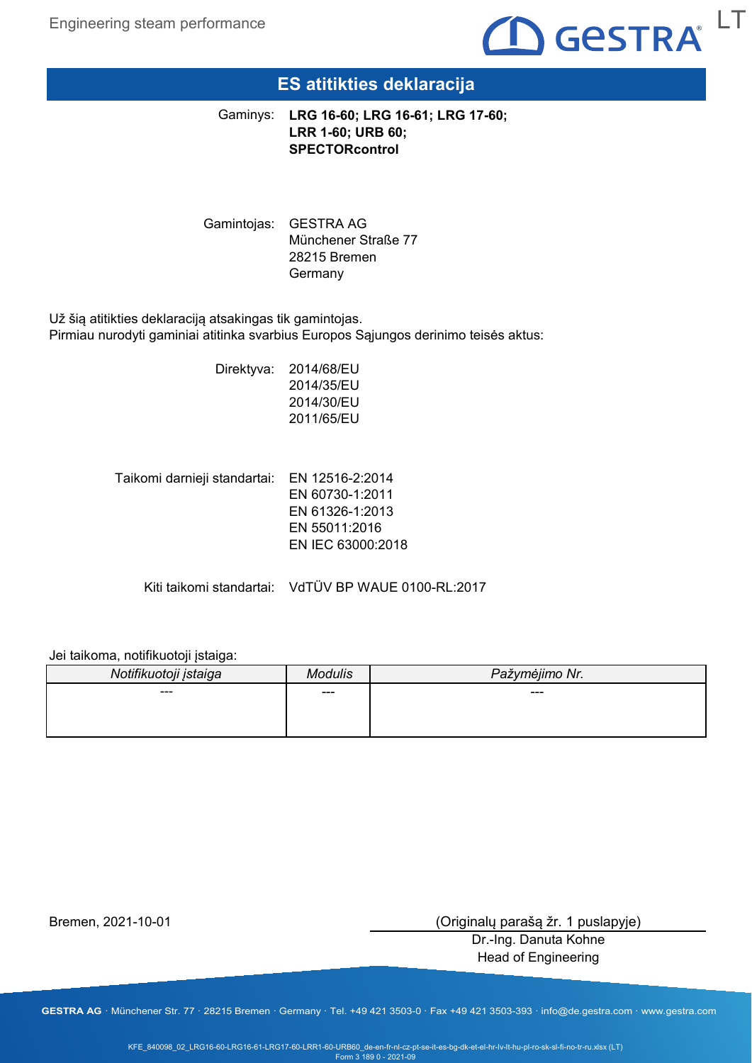# ES atitikties deklaracija

Gaminys: **LRG 16-60; LRG 16-61; LRG 17-60; LRR 1-60; URB 60; SPECTORcontrol**

Gamintojas: GESTRA AG
Münchener Straße 77
28215 Bremen
Germany

Už šią atitikties deklaraciją atsakingas tik gamintojas.
Pirmiau nurodyti gaminiai atitinka svarbius Europos Sąjungos derinimo teisės aktus:

Direktyva: 2014/68/EU
2014/35/EU
2014/30/EU
2011/65/EU

Taikomi darnieji standartai: EN 12516-2:2014
EN 60730-1:2011
EN 61326-1:2013
EN 55011:2016
EN IEC 63000:2018

Kiti taikomi standartai: VdTÜV BP WAUE 0100-RL:2017

Jei taikoma, notifikuotoji įstaiga:

| *Notifikuotoji įstaiga* | *Modulis* | *Pažymėjimo Nr.* |
|---|---|---|
| --- | --- | --- |

Bremen, 2021-10-01

(Originalų parašą žr. 1 puslapyje)
Dr.-Ing. Danuta Kohne
Head of Engineering

GESTRA AG · Münchener Str. 77 · 28215 Bremen · Germany · Tel. +49 421 3503-0 · Fax +49 421 3503-393 · info@de.gestra.com · www.gestra.com

KFE_840098_02_LRG16-60-LRG16-61-LRG17-60-LRR1-60-URB60_de-en-fr-nl-cz-pt-se-it-es-bg-dk-et-el-hr-lv-lt-hu-pl-ro-sk-sl-fi-no-tr-ru.xlsx (LT)
Form 3 189 0 - 2021-09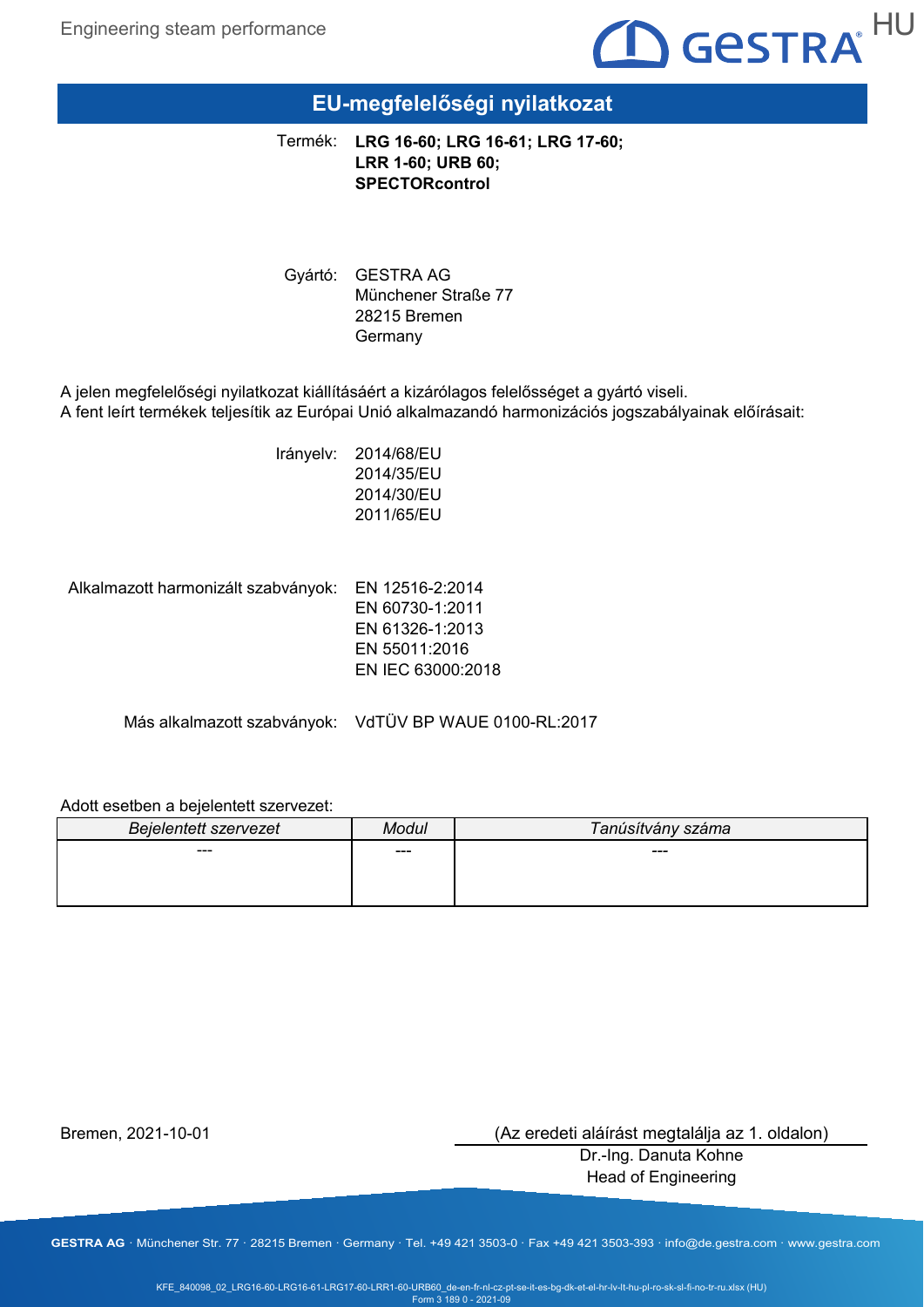# EU-megfelelőségi nyilatkozat

Termék: **LRG 16-60; LRG 16-61; LRG 17-60; LRR 1-60; URB 60; SPECTORcontrol**

Gyártó: GESTRA AG
Münchener Straße 77
28215 Bremen
Germany

A jelen megfelelőségi nyilatkozat kiállításáért a kizárólagos felelősséget a gyártó viseli.
A fent leírt termékek teljesítik az Európai Unió alkalmazandó harmonizációs jogszabályainak előírásait:

Irányelv:
2014/68/EU
2014/35/EU
2014/30/EU
2011/65/EU

Alkalmazott harmonizált szabványok:
EN 12516-2:2014
EN 60730-1:2011
EN 61326-1:2013
EN 55011:2016
EN IEC 63000:2018

Más alkalmazott szabványok: VdTÜV BP WAUE 0100-RL:2017

Adott esetben a bejelentett szervezet:

| *Bejelentett szervezet* | *Modul* | *Tanúsítvány száma* |
|---|---|---|
| --- | --- | --- |

Bremen, 2021-10-01

(Az eredeti aláírást megtalálja az 1. oldalon)
Dr.-Ing. Danuta Kohne
Head of Engineering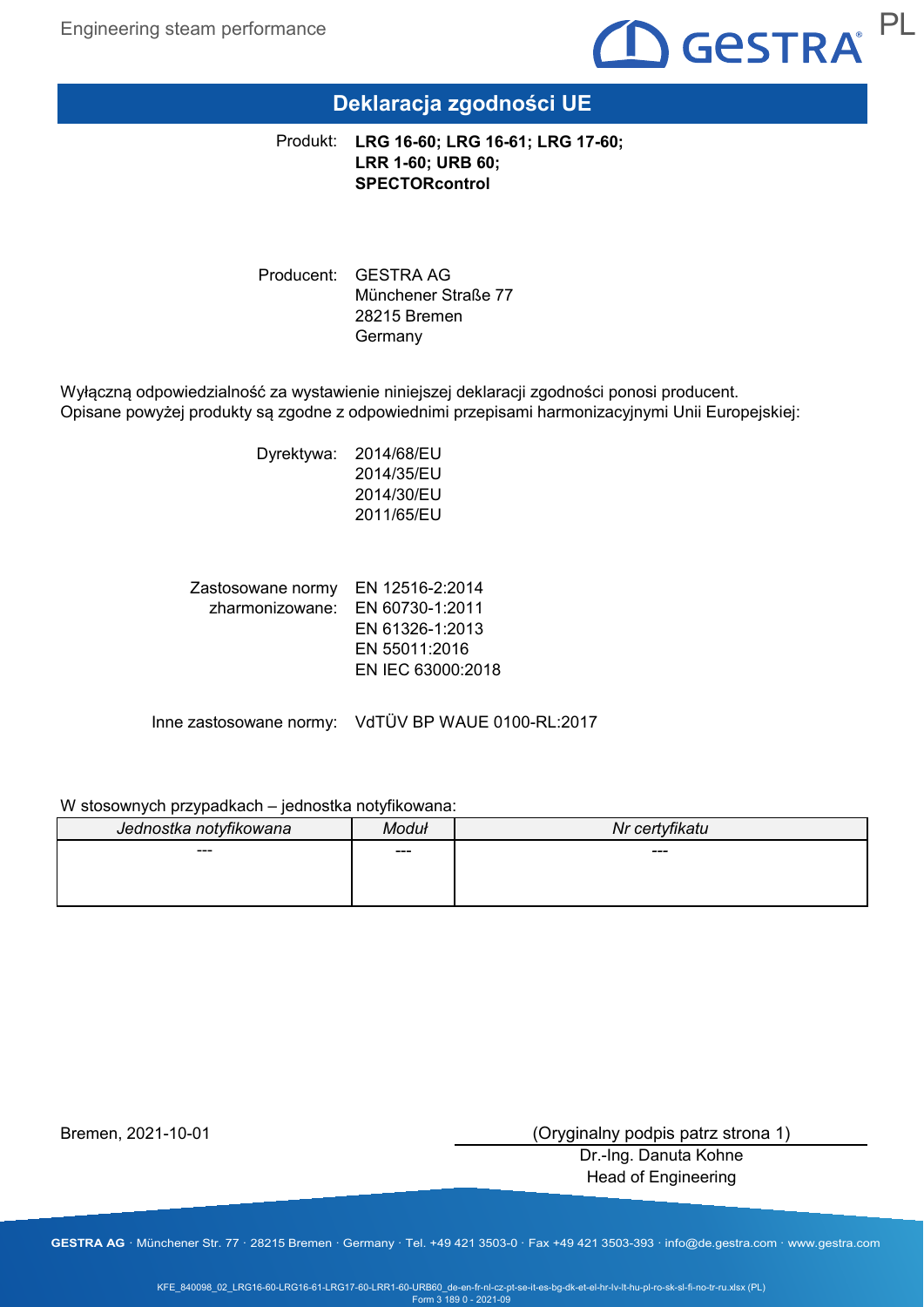# Deklaracja zgodności UE

Produkt: **LRG 16-60; LRG 16-61; LRG 17-60; LRR 1-60; URB 60; SPECTORcontrol**

Producent: GESTRA AG
Münchener Straße 77
28215 Bremen
Germany

Wyłączną odpowiedzialność za wystawienie niniejszej deklaracji zgodności ponosi producent.
Opisane powyżej produkty są zgodne z odpowiednimi przepisami harmonizacyjnymi Unii Europejskiej:

Dyrektywa: 2014/68/EU
2014/35/EU
2014/30/EU
2011/65/EU

Zastosowane normy zharmonizowane: EN 12516-2:2014
EN 60730-1:2011
EN 61326-1:2013
EN 55011:2016
EN IEC 63000:2018

Inne zastosowane normy: VdTÜV BP WAUE 0100-RL:2017

W stosownych przypadkach – jednostka notyfikowana:

| *Jednostka notyfikowana* | *Moduł* | *Nr certyfikatu* |
|---|---|---|
| --- | --- | --- |

Bremen, 2021-10-01

(Oryginalny podpis patrz strona 1)
Dr.-Ing. Danuta Kohne
Head of Engineering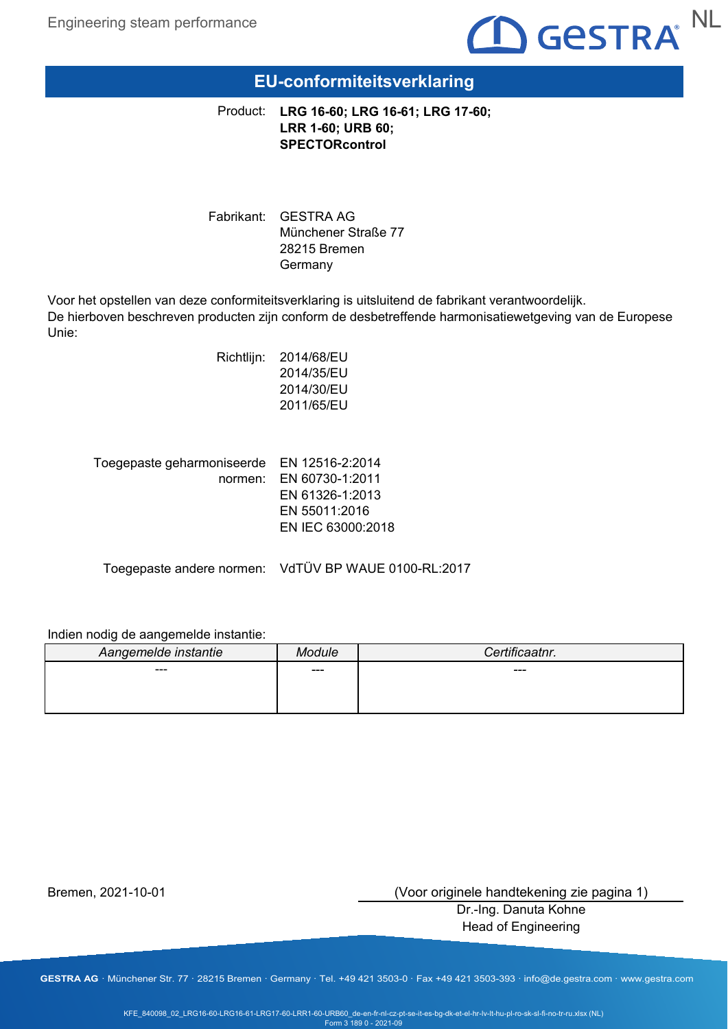# EU-conformiteitsverklaring

Product: **LRG 16-60; LRG 16-61; LRG 17-60; LRR 1-60; URB 60; SPECTORcontrol**

Fabrikant: GESTRA AG
Münchener Straße 77
28215 Bremen
Germany

Voor het opstellen van deze conformiteitsverklaring is uitsluitend de fabrikant verantwoordelijk.
De hierboven beschreven producten zijn conform de desbetreffende harmonisatiewetgeving van de Europese Unie:

Richtlijn: 2014/68/EU
2014/35/EU
2014/30/EU
2011/65/EU

Toegepaste geharmoniseerde normen: EN 12516-2:2014
EN 60730-1:2011
EN 61326-1:2013
EN 55011:2016
EN IEC 63000:2018

Toegepaste andere normen: VdTÜV BP WAUE 0100-RL:2017

Indien nodig de aangemelde instantie:

| *Aangemelde instantie* | *Module* | *Certificaatnr.* |
|---|---|---|
| --- | --- | --- |

Bremen, 2021-10-01

(Voor originele handtekening zie pagina 1)
Dr.-Ing. Danuta Kohne
Head of Engineering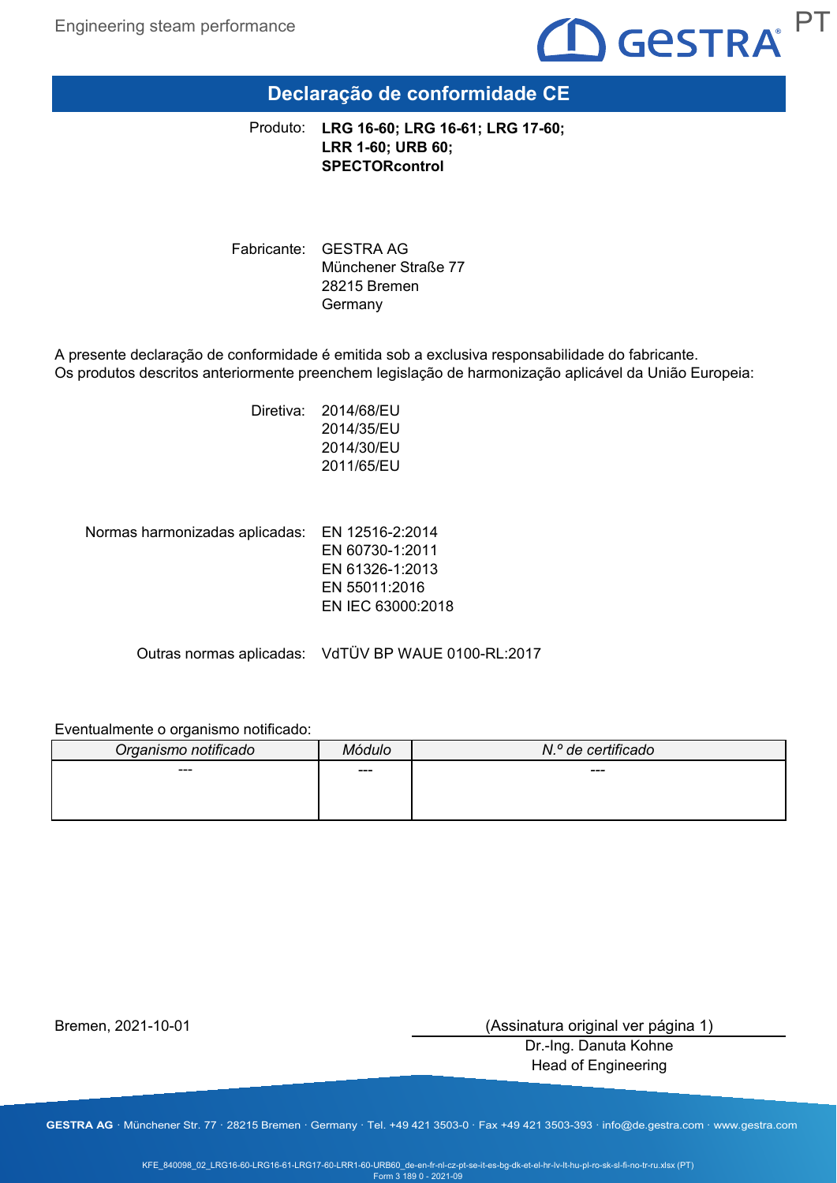# Declaração de conformidade CE

Produto: **LRG 16-60; LRG 16-61; LRG 17-60; LRR 1-60; URB 60; SPECTORcontrol**

Fabricante: GESTRA AG
Münchener Straße 77
28215 Bremen
Germany

A presente declaração de conformidade é emitida sob a exclusiva responsabilidade do fabricante.
Os produtos descritos anteriormente preenchem legislação de harmonização aplicável da União Europeia:

Diretiva: 2014/68/EU
2014/35/EU
2014/30/EU
2011/65/EU

Normas harmonizadas aplicadas: EN 12516-2:2014
EN 60730-1:2011
EN 61326-1:2013
EN 55011:2016
EN IEC 63000:2018

Outras normas aplicadas: VdTÜV BP WAUE 0100-RL:2017

Eventualmente o organismo notificado:

| *Organismo notificado* | *Módulo* | *N.º de certificado* |
|---|---|---|
| --- | --- | --- |

Bremen, 2021-10-01

(Assinatura original ver página 1)
Dr.-Ing. Danuta Kohne
Head of Engineering

GESTRA AG · Münchener Str. 77 · 28215 Bremen · Germany · Tel. +49 421 3503-0 · Fax +49 421 3503-393 · info@de.gestra.com · www.gestra.com

KFE_840098_02_LRG16-60-LRG16-61-LRG17-60-LRR1-60-URB60_de-en-fr-nl-cz-pt-se-it-es-bg-dk-et-el-hr-lv-lt-hu-pl-ro-sk-sl-fi-no-tr-ru.xlsx (PT)
Form 3 189 0 - 2021-09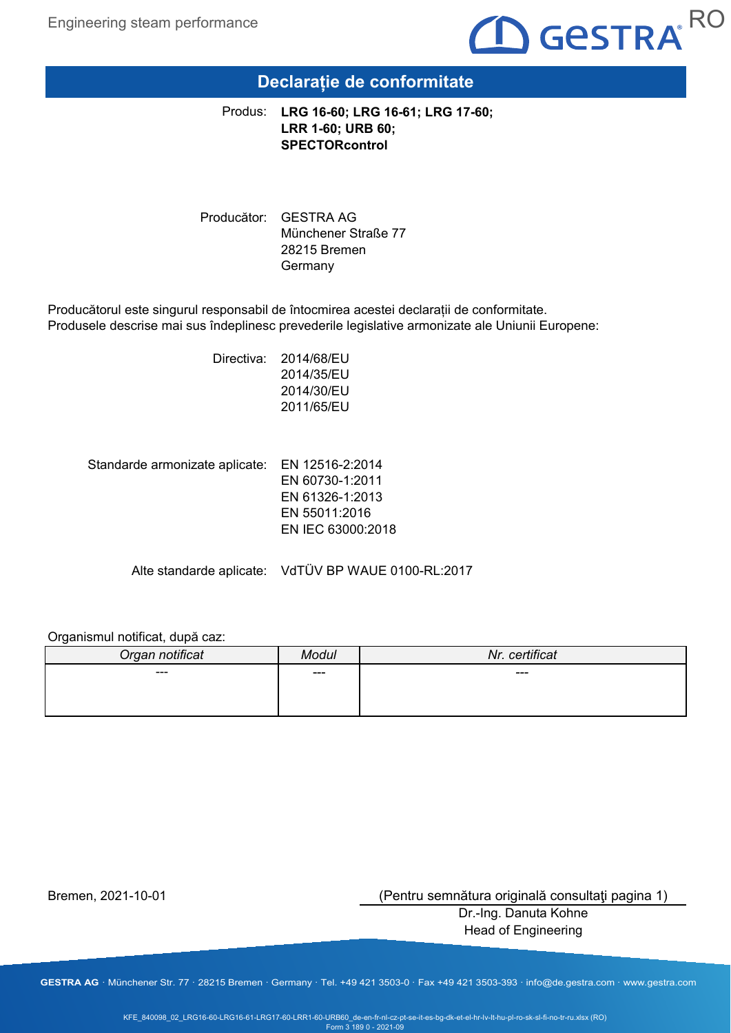# Declarație de conformitate

Produs: **LRG 16-60; LRG 16-61; LRG 17-60; LRR 1-60; URB 60; SPECTORcontrol**

Producător: GESTRA AG
Münchener Straße 77
28215 Bremen
Germany

Producătorul este singurul responsabil de întocmirea acestei declarații de conformitate.
Produsele descrise mai sus îndeplinesc prevederile legislative armonizate ale Uniunii Europene:

Directiva: 2014/68/EU
2014/35/EU
2014/30/EU
2011/65/EU

Standarde armonizate aplicate: EN 12516-2:2014
EN 60730-1:2011
EN 61326-1:2013
EN 55011:2016
EN IEC 63000:2018

Alte standarde aplicate: VdTÜV BP WAUE 0100-RL:2017

Organismul notificat, după caz:

| *Organ notificat* | *Modul* | *Nr. certificat* |
|---|---|---|
| --- | --- | --- |

Bremen, 2021-10-01

(Pentru semnătura originală consultaţi pagina 1)
Dr.-Ing. Danuta Kohne
Head of Engineering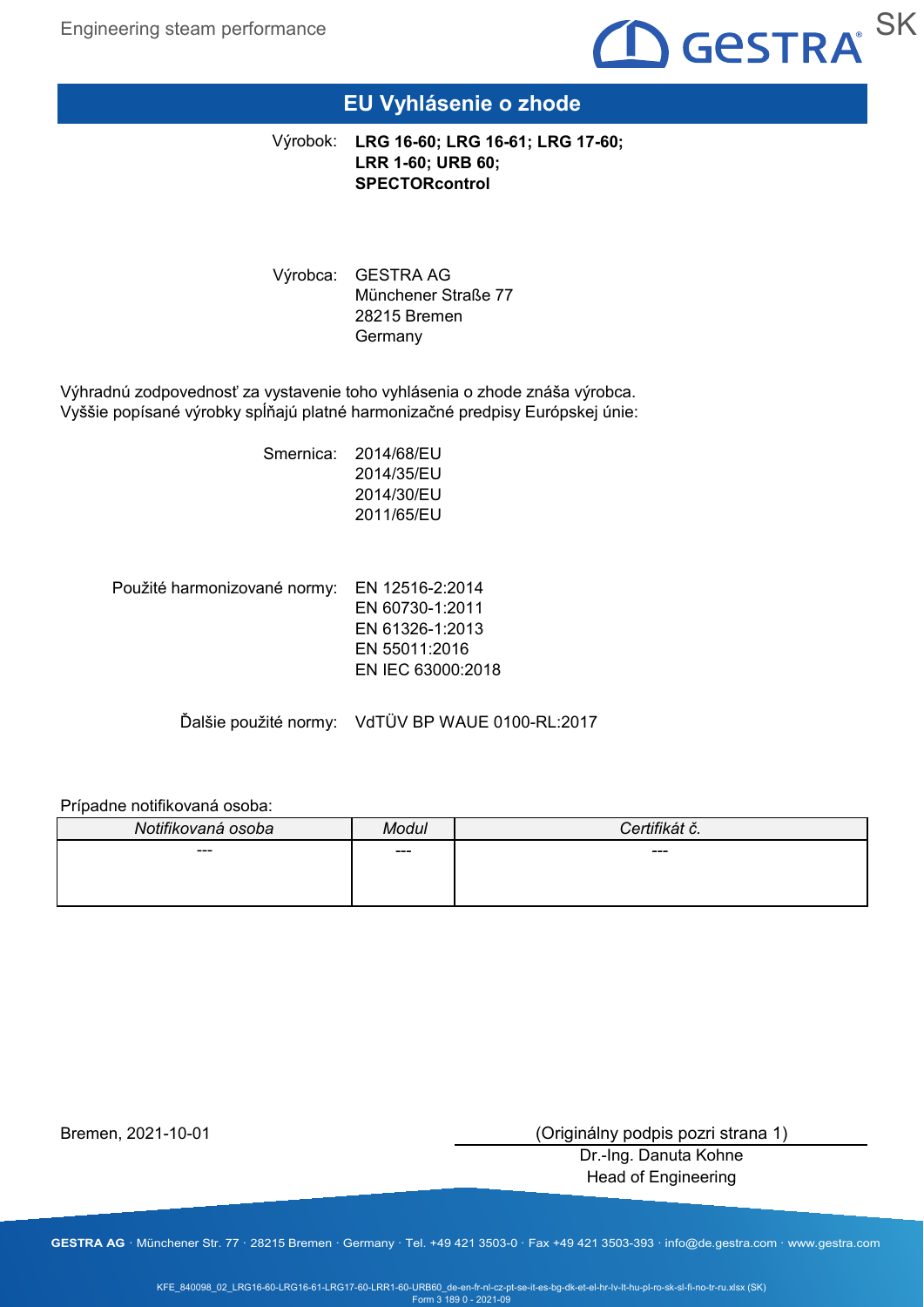# EU Vyhlásenie o zhode

Výrobok: **LRG 16-60; LRG 16-61; LRG 17-60; LRR 1-60; URB 60; SPECTORcontrol**

Výrobca: GESTRA AG
Münchener Straße 77
28215 Bremen
Germany

Výhradnú zodpovednosť za vystavenie toho vyhlásenia o zhode znáša výrobca.
Vyššie popísané výrobky spĺňajú platné harmonizačné predpisy Európskej únie:

Smernica: 2014/68/EU
2014/35/EU
2014/30/EU
2011/65/EU

Použité harmonizované normy: EN 12516-2:2014
EN 60730-1:2011
EN 61326-1:2013
EN 55011:2016
EN IEC 63000:2018

Ďalšie použité normy: VdTÜV BP WAUE 0100-RL:2017

Prípadne notifikovaná osoba:

| *Notifikovaná osoba* | *Modul* | *Certifikát č.* |
|---|---|---|
| --- | --- | --- |

Bremen, 2021-10-01

(Originálny podpis pozri strana 1)
Dr.-Ing. Danuta Kohne
Head of Engineering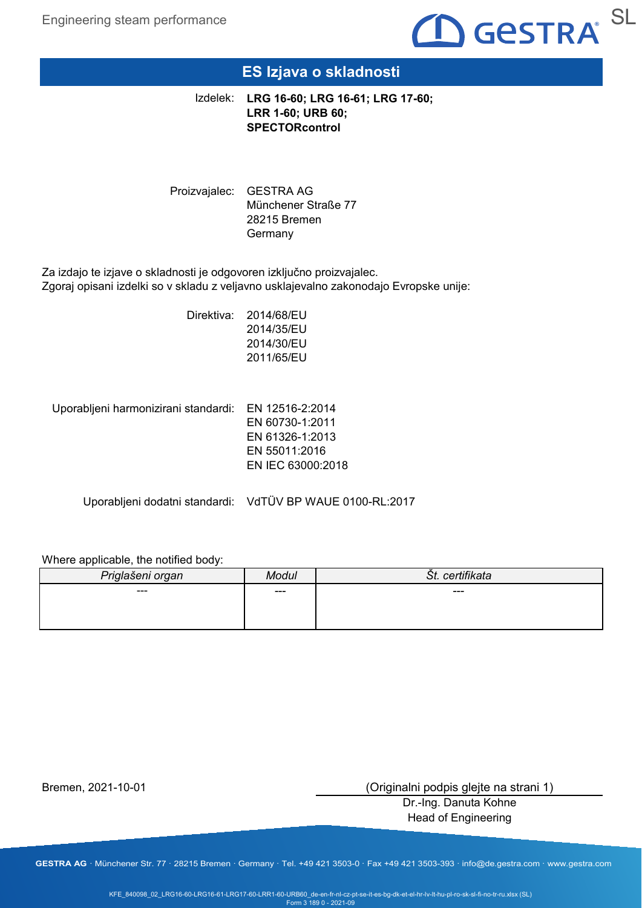# ES Izjava o skladnosti

Izdelek: **LRG 16-60; LRG 16-61; LRG 17-60; LRR 1-60; URB 60; SPECTORcontrol**

Proizvajalec: GESTRA AG
Münchener Straße 77
28215 Bremen
Germany

Za izdajo te izjave o skladnosti je odgovoren izključno proizvajalec.
Zgoraj opisani izdelki so v skladu z veljavno usklajevalno zakonodajo Evropske unije:

Direktiva:
2014/68/EU
2014/35/EU
2014/30/EU
2011/65/EU

Uporabljeni harmonizirani standardi:
EN 12516-2:2014
EN 60730-1:2011
EN 61326-1:2013
EN 55011:2016
EN IEC 63000:2018

Uporabljeni dodatni standardi: VdTÜV BP WAUE 0100-RL:2017

Where applicable, the notified body:

| *Priglašeni organ* | *Modul* | *Št. certifikata* |
|---|---|---|
| --- | --- | --- |

Bremen, 2021-10-01

(Originalni podpis glejte na strani 1)
Dr.-Ing. Danuta Kohne
Head of Engineering

**GESTRA AG** · Münchener Str. 77 · 28215 Bremen · Germany · Tel. +49 421 3503-0 · Fax +49 421 3503-393 · info@de.gestra.com · www.gestra.com

KFE_840098_02_LRG16-60-LRG16-61-LRG17-60-LRR1-60-URB60_de-en-fr-nl-cz-pt-se-it-es-bg-dk-et-el-hr-lv-lt-hu-pl-ro-sk-sl-fi-no-tr-ru.xlsx (SL)
Form 3 189 0 - 2021-09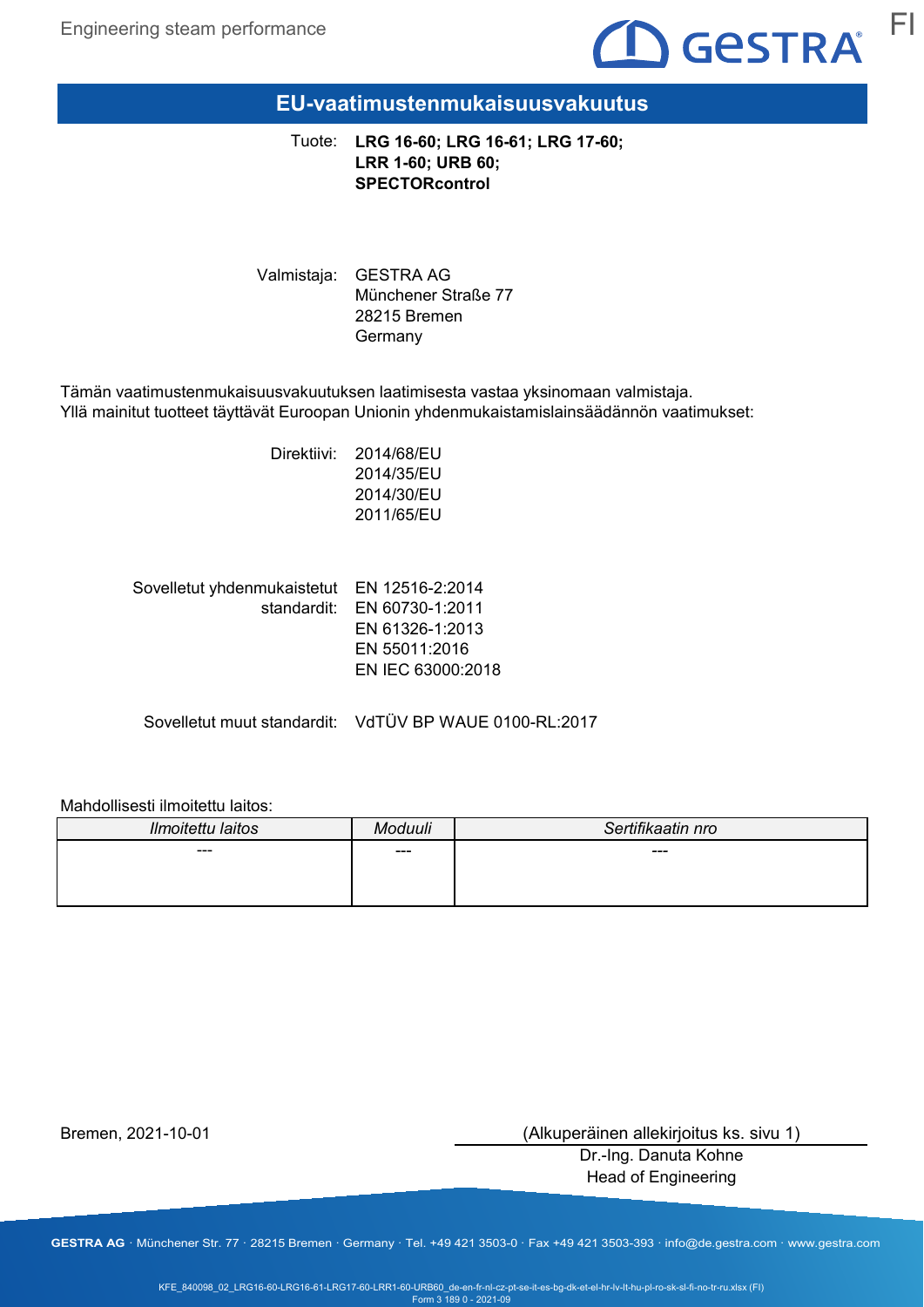# EU-vaatimustenmukaisuusvakuutus

Tuote: **LRG 16-60; LRG 16-61; LRG 17-60; LRR 1-60; URB 60; SPECTORcontrol**

Valmistaja: GESTRA AG
Münchener Straße 77
28215 Bremen
Germany

Tämän vaatimustenmukaisuusvakuutuksen laatimisesta vastaa yksinomaan valmistaja.
Yllä mainitut tuotteet täyttävät Euroopan Unionin yhdenmukaistamislainsäädännön vaatimukset:

Direktiivi: 2014/68/EU
2014/35/EU
2014/30/EU
2011/65/EU

Sovelletut yhdenmukaistetut standardit: EN 12516-2:2014
EN 60730-1:2011
EN 61326-1:2013
EN 55011:2016
EN IEC 63000:2018

Sovelletut muut standardit: VdTÜV BP WAUE 0100-RL:2017

Mahdollisesti ilmoitettu laitos:

| *Ilmoitettu laitos* | *Moduuli* | *Sertifikaatin nro* |
|---|---|---|
| --- | --- | --- |

Bremen, 2021-10-01

(Alkuperäinen allekirjoitus ks. sivu 1)
Dr.-Ing. Danuta Kohne
Head of Engineering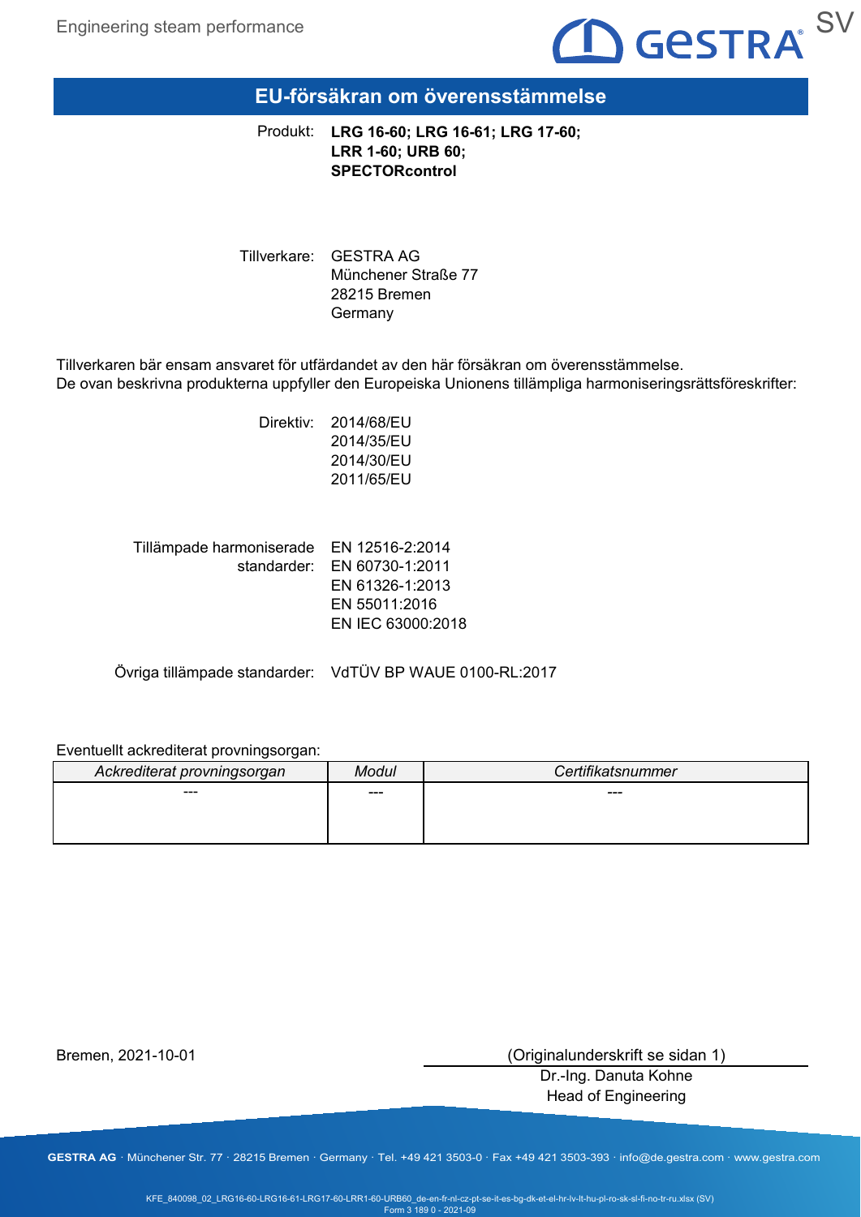# EU-försäkran om överensstämmelse

Produkt: **LRG 16-60; LRG 16-61; LRG 17-60; LRR 1-60; URB 60; SPECTORcontrol**

Tillverkare: GESTRA AG
Münchener Straße 77
28215 Bremen
Germany

Tillverkaren bär ensam ansvaret för utfärdandet av den här försäkran om överensstämmelse.
De ovan beskrivna produkterna uppfyller den Europeiska Unionens tillämpliga harmoniseringsrättsföreskrifter:

Direktiv: 2014/68/EU
2014/35/EU
2014/30/EU
2011/65/EU

Tillämpade harmoniserade standarder: EN 12516-2:2014
EN 60730-1:2011
EN 61326-1:2013
EN 55011:2016
EN IEC 63000:2018

Övriga tillämpade standarder: VdTÜV BP WAUE 0100-RL:2017

Eventuellt ackrediterat provningsorgan:

| *Ackrediterat provningsorgan* | *Modul* | *Certifikatsnummer* |
|---|---|---|
| --- | --- | --- |

Bremen, 2021-10-01

(Originalunderskrift se sidan 1)
Dr.-Ing. Danuta Kohne
Head of Engineering

GESTRA AG · Münchener Str. 77 · 28215 Bremen · Germany · Tel. +49 421 3503-0 · Fax +49 421 3503-393 · info@de.gestra.com · www.gestra.com

KFE_840098_02_LRG16-60-LRG16-61-LRG17-60-LRR1-60-URB60_de-en-fr-nl-cz-pt-se-it-es-bg-dk-et-el-hr-lv-lt-hu-pl-ro-sk-sl-fi-no-tr-ru.xlsx (SV)
Form 3 189 0 - 2021-09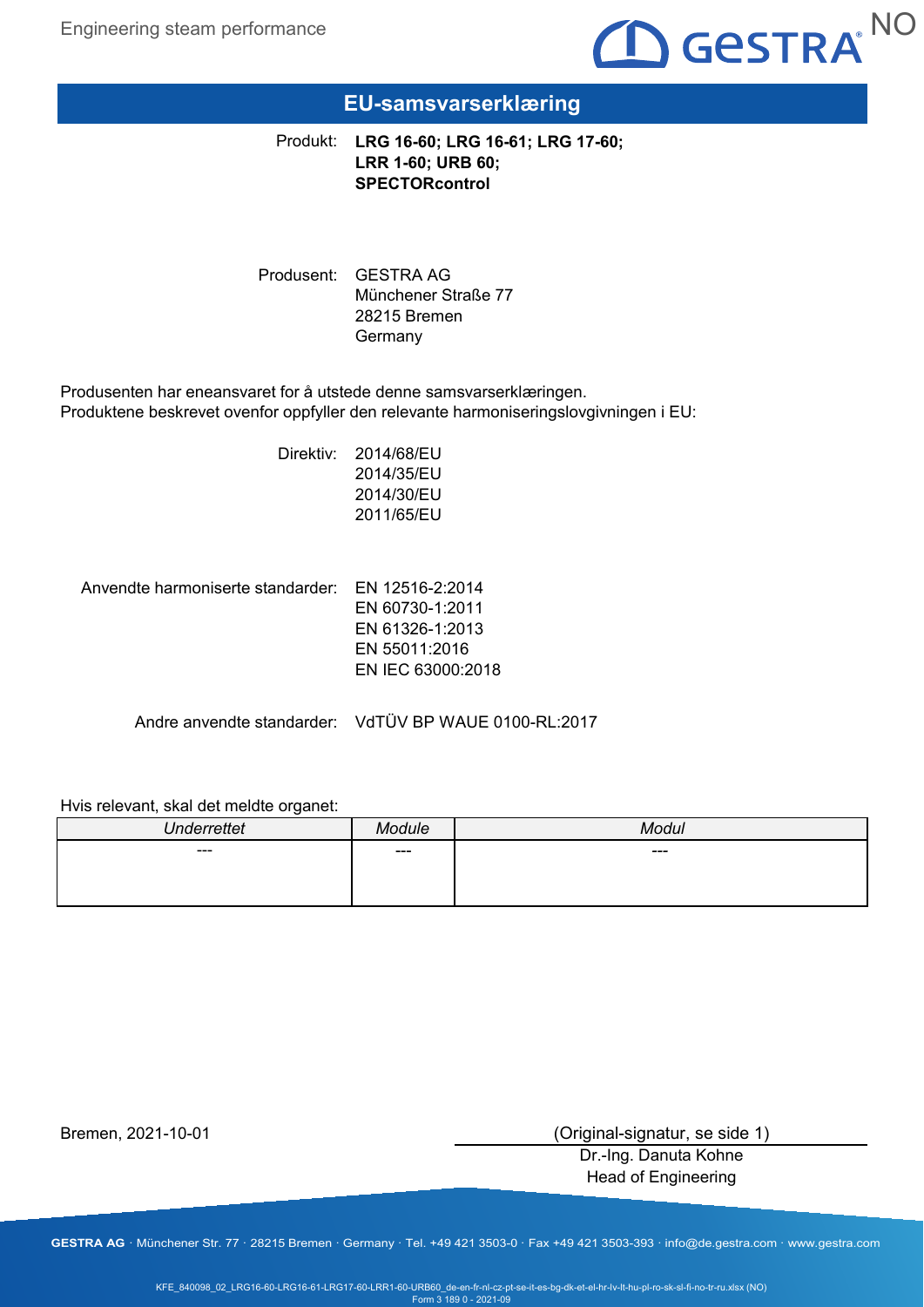# EU-samsvarserklæring

Produkt: **LRG 16-60; LRG 16-61; LRG 17-60; LRR 1-60; URB 60; SPECTORcontrol**

Produsent: GESTRA AG
Münchener Straße 77
28215 Bremen
Germany

Produsenten har eneansvaret for å utstede denne samsvarserklæringen.
Produktene beskrevet ovenfor oppfyller den relevante harmoniseringslovgivningen i EU:

Direktiv:
2014/68/EU
2014/35/EU
2014/30/EU
2011/65/EU

Anvendte harmoniserte standarder:
EN 12516-2:2014
EN 60730-1:2011
EN 61326-1:2013
EN 55011:2016
EN IEC 63000:2018

Andre anvendte standarder: VdTÜV BP WAUE 0100-RL:2017

Hvis relevant, skal det meldte organet:

| *Underrettet* | *Module* | *Modul* |
| --- | --- | --- |
| --- | --- | --- |

Bremen, 2021-10-01

(Original-signatur, se side 1)
Dr.-Ing. Danuta Kohne
Head of Engineering

**GESTRA AG** · Münchener Str. 77 · 28215 Bremen · Germany · Tel. +49 421 3503-0 · Fax +49 421 3503-393 · info@de.gestra.com · www.gestra.com

KFE_840098_02_LRG16-60-LRG16-61-LRG17-60-LRR1-60-URB60_de-en-fr-nl-cz-pt-se-it-es-bg-dk-et-el-hr-lv-lt-hu-pl-ro-sk-sl-fi-no-tr-ru.xlsx (NO)
Form 3 189 0 - 2021-09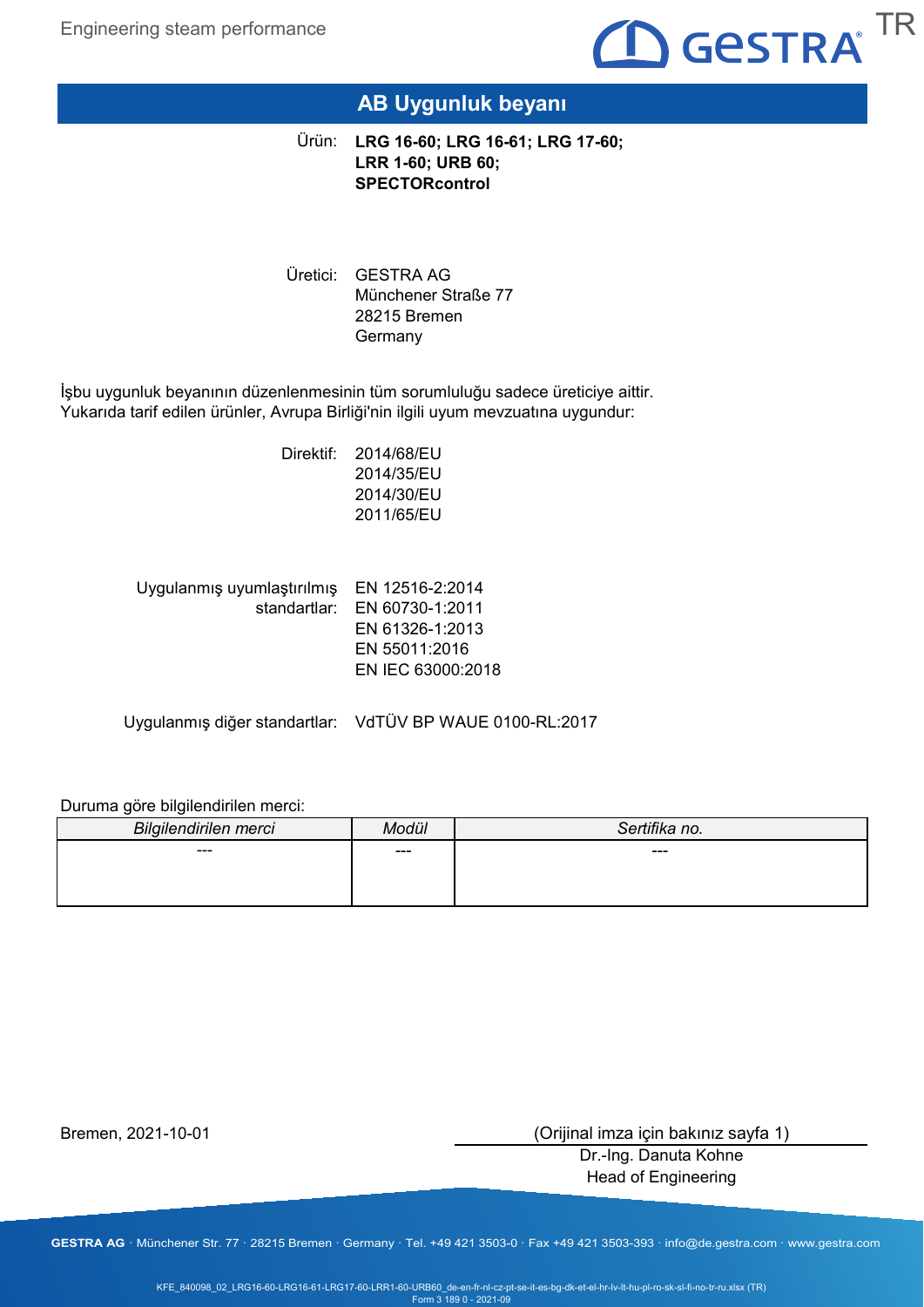# AB Uygunluk beyanı

Ürün: **LRG 16-60; LRG 16-61; LRG 17-60; LRR 1-60; URB 60; SPECTORcontrol**

Üretici: GESTRA AG
Münchener Straße 77
28215 Bremen
Germany

İşbu uygunluk beyanının düzenlenmesinin tüm sorumluluğu sadece üreticiye aittir.
Yukarıda tarif edilen ürünler, Avrupa Birliği'nin ilgili uyum mevzuatına uygundur:

Direktif:
2014/68/EU
2014/35/EU
2014/30/EU
2011/65/EU

Uygulanmış uyumlaştırılmış standartlar:
EN 12516-2:2014
EN 60730-1:2011
EN 61326-1:2013
EN 55011:2016
EN IEC 63000:2018

Uygulanmış diğer standartlar: VdTÜV BP WAUE 0100-RL:2017

Duruma göre bilgilendirilen merci:

| *Bilgilendirilen merci* | *Modül* | *Sertifika no.* |
|---|---|---|
| --- | --- | --- |

Bremen, 2021-10-01

(Orijinal imza için bakınız sayfa 1)

Dr.-Ing. Danuta Kohne
Head of Engineering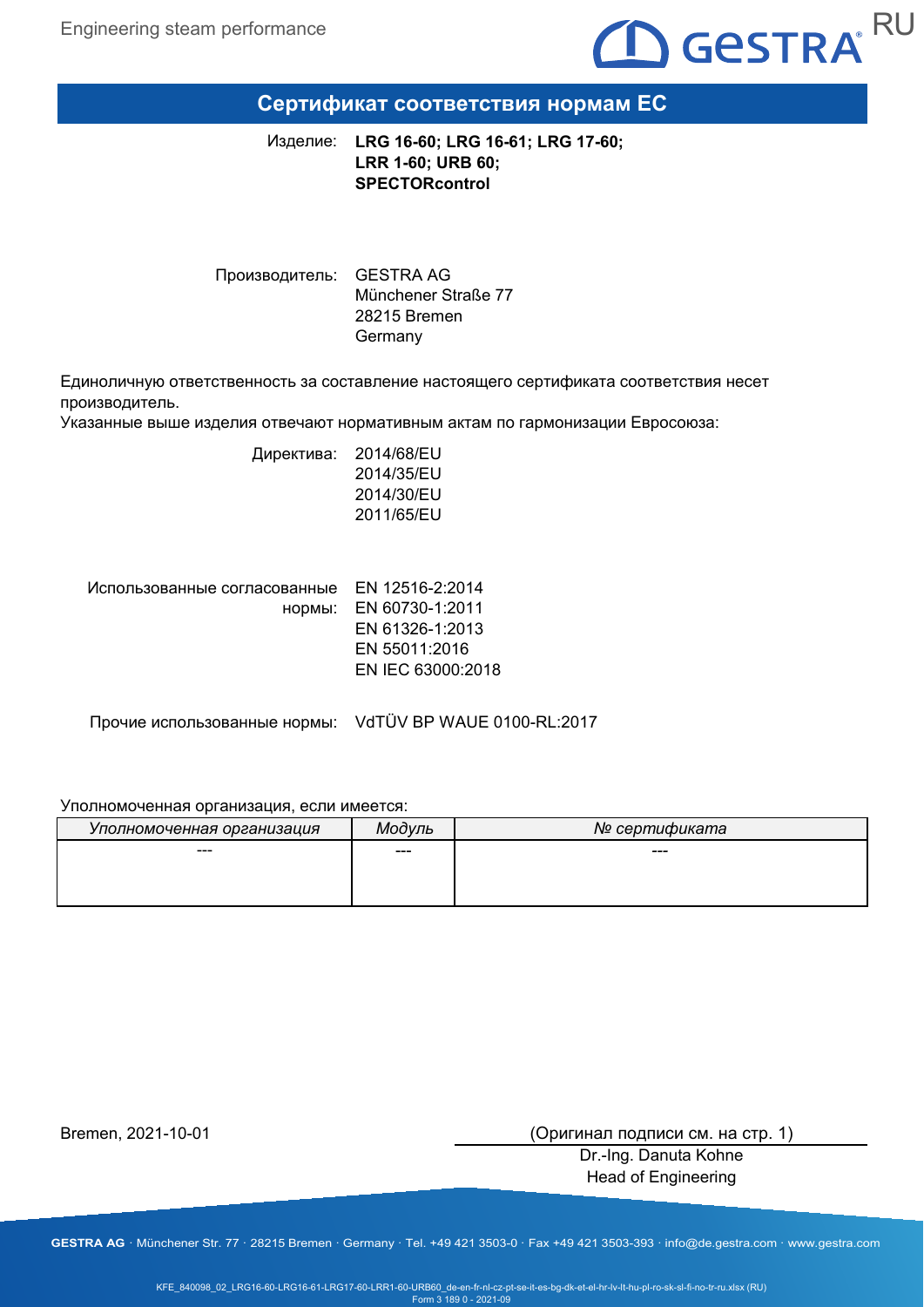# Сертификат соответствия нормам ЕС

Изделие: **LRG 16-60; LRG 16-61; LRG 17-60; LRR 1-60; URB 60; SPECTORcontrol**

Производитель: GESTRA AG
Münchener Straße 77
28215 Bremen
Germany

Единоличную ответственность за составление настоящего сертификата соответствия несет производитель.
Указанные выше изделия отвечают нормативным актам по гармонизации Евросоюза:

Директива: 2014/68/EU
2014/35/EU
2014/30/EU
2011/65/EU

Использованные согласованные нормы: EN 12516-2:2014
EN 60730-1:2011
EN 61326-1:2013
EN 55011:2016
EN IEC 63000:2018

Прочие использованные нормы: VdTÜV BP WAUE 0100-RL:2017

Уполномоченная организация, если имеется:

| *Уполномоченная организация* | *Модуль* | *№ сертификата* |
|---|---|---|
| --- | --- | --- |

Bremen, 2021-10-01

(Оригинал подписи см. на стр. 1)
Dr.-Ing. Danuta Kohne
Head of Engineering

**GESTRA AG** · Münchener Str. 77 · 28215 Bremen · Germany · Tel. +49 421 3503-0 · Fax +49 421 3503-393 · info@de.gestra.com · www.gestra.com

KFE_840098_02_LRG16-60-LRG16-61-LRG17-60-LRR1-60-URB60_de-en-fr-nl-cz-pt-se-it-es-bg-dk-et-el-hr-lv-lt-hu-pl-ro-sk-sl-fi-no-tr-ru.xlsx (RU)
Form 3 189 0 - 2021-09